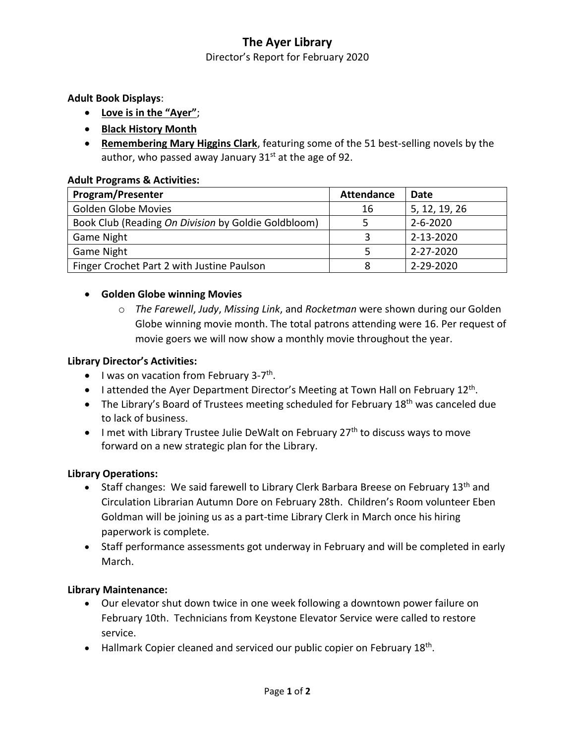# The Ayer Library

Director's Report for February 2020

**Adult Book Displays**:

- **Love is in the "Ayer"**;
- **Black History Month**
- **Remembering Mary Higgins Clark**, featuring some of the 51 best-selling novels by the author, who passed away January 31st at the age of 92.

**Adult Programs & Activities:**

| Program/Presenter | Attendance | Date |
|---|---|---|
| Golden Globe Movies | 16 | 5, 12, 19, 26 |
| Book Club (Reading *On Division* by Goldie Goldbloom) | 5 | 2-6-2020 |
| Game Night | 3 | 2-13-2020 |
| Game Night | 5 | 2-27-2020 |
| Finger Crochet Part 2 with Justine Paulson | 8 | 2-29-2020 |

- **Golden Globe winning Movies**
  - *The Farewell*, *Judy*, *Missing Link*, and *Rocketman* were shown during our Golden Globe winning movie month. The total patrons attending were 16. Per request of movie goers we will now show a monthly movie throughout the year.

**Library Director's Activities:**

- I was on vacation from February 3-7th.
- I attended the Ayer Department Director's Meeting at Town Hall on February 12th.
- The Library's Board of Trustees meeting scheduled for February 18th was canceled due to lack of business.
- I met with Library Trustee Julie DeWalt on February 27th to discuss ways to move forward on a new strategic plan for the Library.

**Library Operations:**

- Staff changes: We said farewell to Library Clerk Barbara Breese on February 13th and Circulation Librarian Autumn Dore on February 28th. Children's Room volunteer Eben Goldman will be joining us as a part-time Library Clerk in March once his hiring paperwork is complete.
- Staff performance assessments got underway in February and will be completed in early March.

**Library Maintenance:**

- Our elevator shut down twice in one week following a downtown power failure on February 10th. Technicians from Keystone Elevator Service were called to restore service.
- Hallmark Copier cleaned and serviced our public copier on February 18th.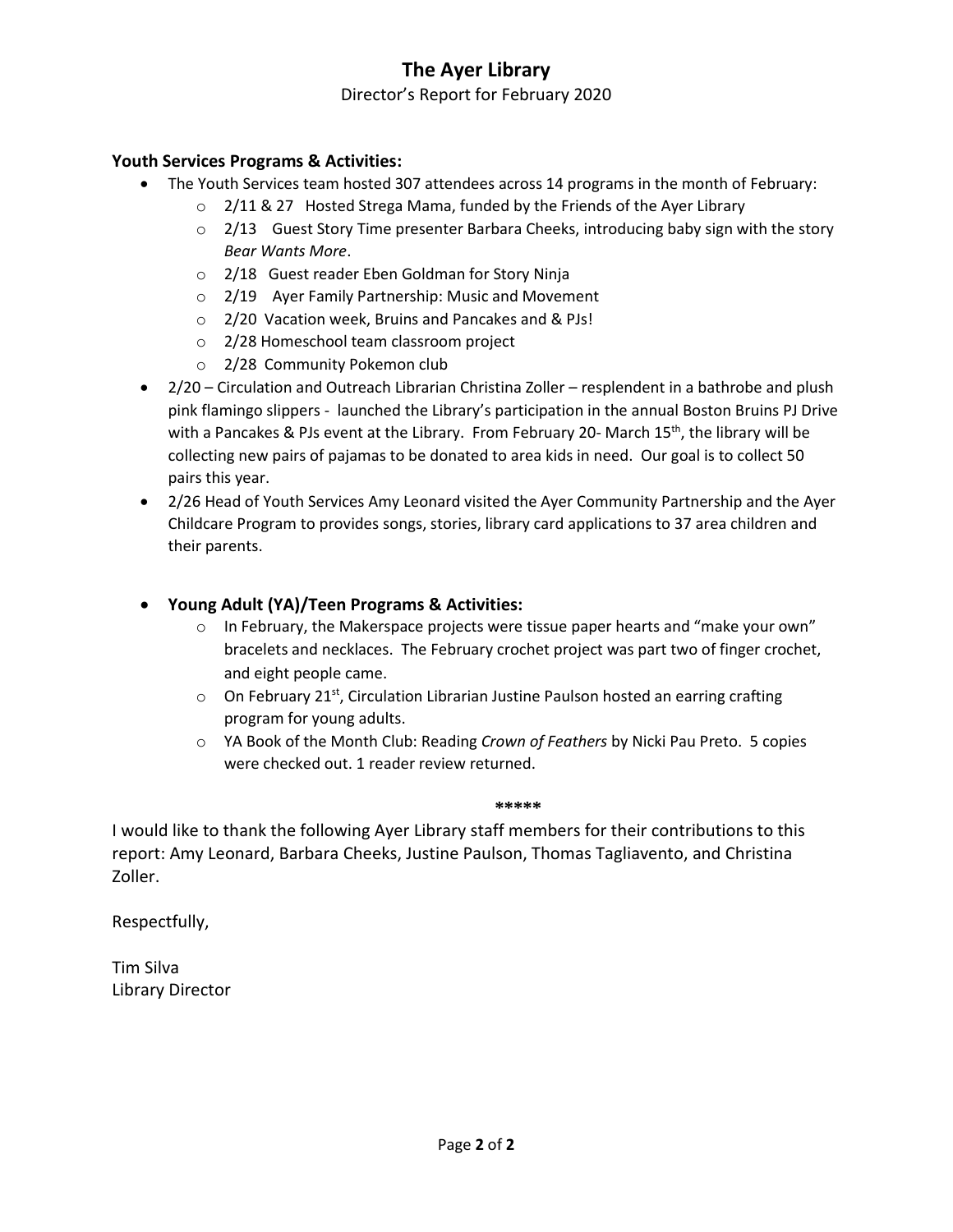# The Ayer Library

Director's Report for February 2020

**Youth Services Programs & Activities:**

- The Youth Services team hosted 307 attendees across 14 programs in the month of February:
    - 2/11 & 27 Hosted Strega Mama, funded by the Friends of the Ayer Library
    - 2/13 Guest Story Time presenter Barbara Cheeks, introducing baby sign with the story *Bear Wants More*.
    - 2/18 Guest reader Eben Goldman for Story Ninja
    - 2/19 Ayer Family Partnership: Music and Movement
    - 2/20 Vacation week, Bruins and Pancakes and & PJs!
    - 2/28 Homeschool team classroom project
    - 2/28 Community Pokemon club
- 2/20 – Circulation and Outreach Librarian Christina Zoller – resplendent in a bathrobe and plush pink flamingo slippers - launched the Library's participation in the annual Boston Bruins PJ Drive with a Pancakes & PJs event at the Library. From February 20- March 15th, the library will be collecting new pairs of pajamas to be donated to area kids in need. Our goal is to collect 50 pairs this year.
- 2/26 Head of Youth Services Amy Leonard visited the Ayer Community Partnership and the Ayer Childcare Program to provides songs, stories, library card applications to 37 area children and their parents.

- **Young Adult (YA)/Teen Programs & Activities:**
    - In February, the Makerspace projects were tissue paper hearts and "make your own" bracelets and necklaces. The February crochet project was part two of finger crochet, and eight people came.
    - On February 21st, Circulation Librarian Justine Paulson hosted an earring crafting program for young adults.
    - YA Book of the Month Club: Reading *Crown of Feathers* by Nicki Pau Preto. 5 copies were checked out. 1 reader review returned.

*****

I would like to thank the following Ayer Library staff members for their contributions to this report: Amy Leonard, Barbara Cheeks, Justine Paulson, Thomas Tagliavento, and Christina Zoller.

Respectfully,

Tim Silva
Library Director